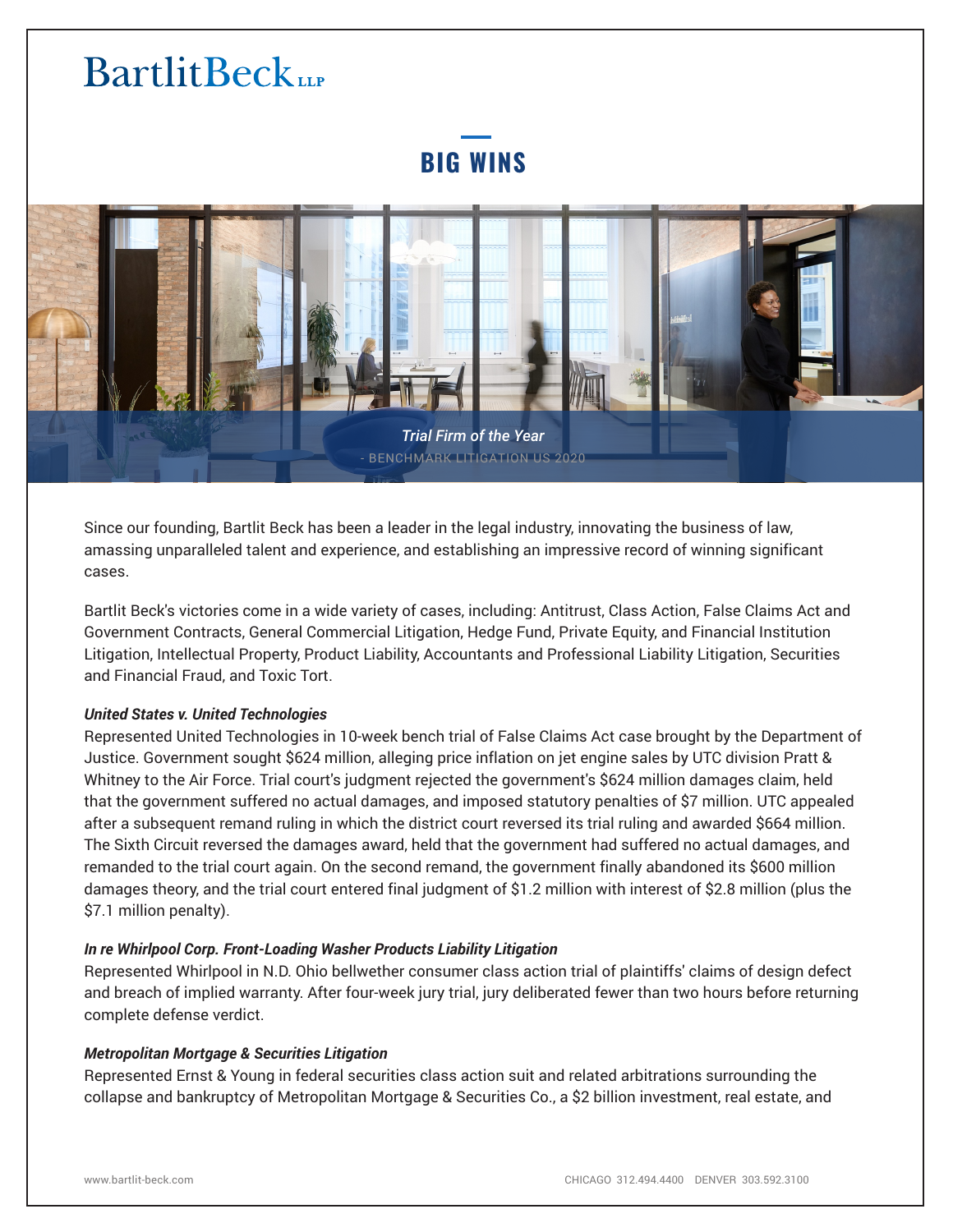# BartlitBeck LLP

## BIG WINS

*Trial Firm of the Year*
- BENCHMARK LITIGATION US 2020

Since our founding, Bartlit Beck has been a leader in the legal industry, innovating the business of law, amassing unparalleled talent and experience, and establishing an impressive record of winning significant cases.

Bartlit Beck's victories come in a wide variety of cases, including: Antitrust, Class Action, False Claims Act and Government Contracts, General Commercial Litigation, Hedge Fund, Private Equity, and Financial Institution Litigation, Intellectual Property, Product Liability, Accountants and Professional Liability Litigation, Securities and Financial Fraud, and Toxic Tort.

***United States v. United Technologies***

Represented United Technologies in 10-week bench trial of False Claims Act case brought by the Department of Justice. Government sought $624 million, alleging price inflation on jet engine sales by UTC division Pratt & Whitney to the Air Force. Trial court's judgment rejected the government's $624 million damages claim, held that the government suffered no actual damages, and imposed statutory penalties of $7 million. UTC appealed after a subsequent remand ruling in which the district court reversed its trial ruling and awarded $664 million. The Sixth Circuit reversed the damages award, held that the government had suffered no actual damages, and remanded to the trial court again. On the second remand, the government finally abandoned its $600 million damages theory, and the trial court entered final judgment of $1.2 million with interest of $2.8 million (plus the $7.1 million penalty).

***In re Whirlpool Corp. Front-Loading Washer Products Liability Litigation***

Represented Whirlpool in N.D. Ohio bellwether consumer class action trial of plaintiffs' claims of design defect and breach of implied warranty. After four-week jury trial, jury deliberated fewer than two hours before returning complete defense verdict.

***Metropolitan Mortgage & Securities Litigation***

Represented Ernst & Young in federal securities class action suit and related arbitrations surrounding the collapse and bankruptcy of Metropolitan Mortgage & Securities Co., a $2 billion investment, real estate, and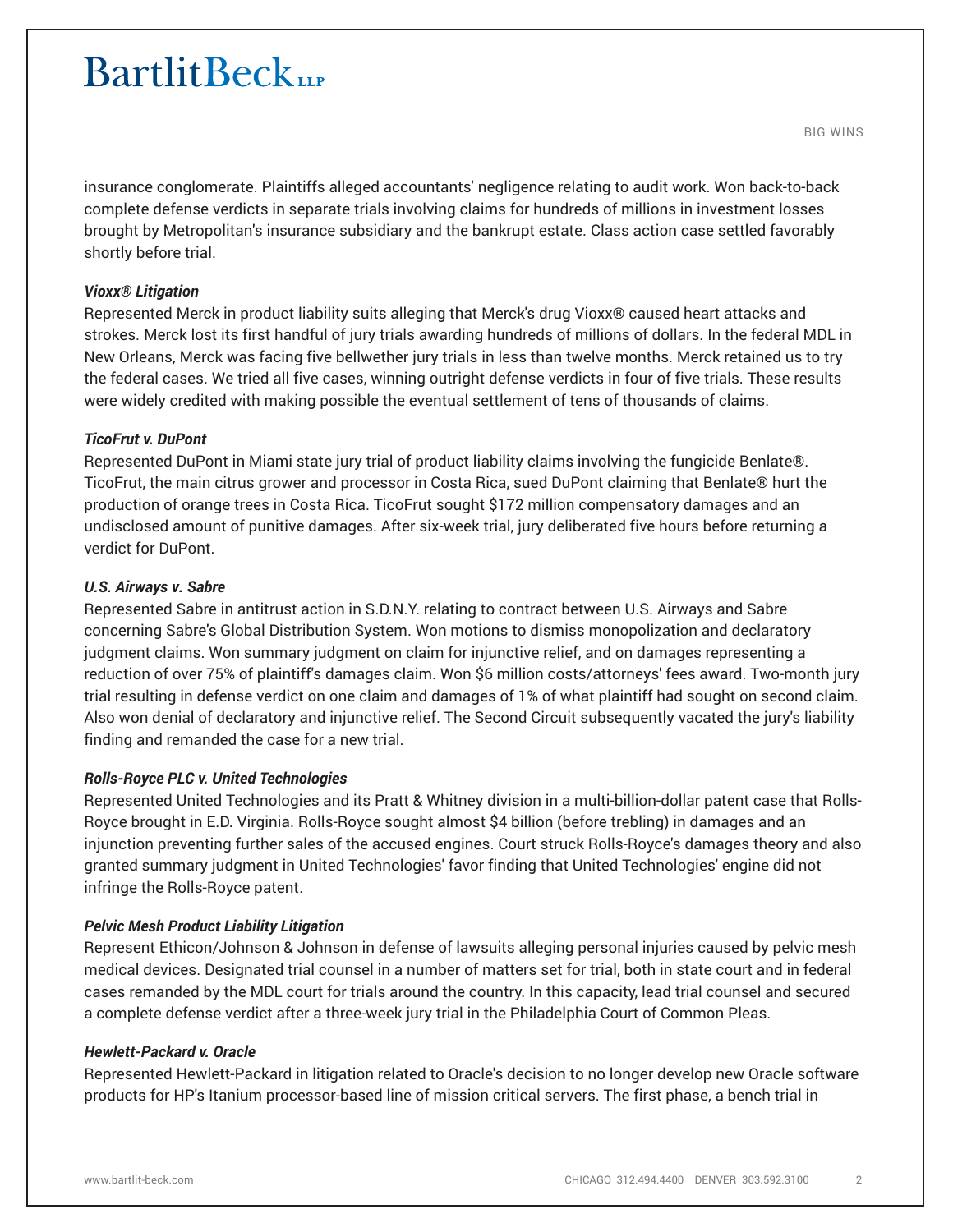insurance conglomerate. Plaintiffs alleged accountants' negligence relating to audit work. Won back-to-back complete defense verdicts in separate trials involving claims for hundreds of millions in investment losses brought by Metropolitan's insurance subsidiary and the bankrupt estate. Class action case settled favorably shortly before trial.

***Vioxx® Litigation***

Represented Merck in product liability suits alleging that Merck's drug Vioxx® caused heart attacks and strokes. Merck lost its first handful of jury trials awarding hundreds of millions of dollars. In the federal MDL in New Orleans, Merck was facing five bellwether jury trials in less than twelve months. Merck retained us to try the federal cases. We tried all five cases, winning outright defense verdicts in four of five trials. These results were widely credited with making possible the eventual settlement of tens of thousands of claims.

***TicoFrut v. DuPont***

Represented DuPont in Miami state jury trial of product liability claims involving the fungicide Benlate®. TicoFrut, the main citrus grower and processor in Costa Rica, sued DuPont claiming that Benlate® hurt the production of orange trees in Costa Rica. TicoFrut sought $172 million compensatory damages and an undisclosed amount of punitive damages. After six-week trial, jury deliberated five hours before returning a verdict for DuPont.

***U.S. Airways v. Sabre***

Represented Sabre in antitrust action in S.D.N.Y. relating to contract between U.S. Airways and Sabre concerning Sabre's Global Distribution System. Won motions to dismiss monopolization and declaratory judgment claims. Won summary judgment on claim for injunctive relief, and on damages representing a reduction of over 75% of plaintiff's damages claim. Won $6 million costs/attorneys' fees award. Two-month jury trial resulting in defense verdict on one claim and damages of 1% of what plaintiff had sought on second claim. Also won denial of declaratory and injunctive relief. The Second Circuit subsequently vacated the jury's liability finding and remanded the case for a new trial.

***Rolls-Royce PLC v. United Technologies***

Represented United Technologies and its Pratt & Whitney division in a multi-billion-dollar patent case that Rolls-Royce brought in E.D. Virginia. Rolls-Royce sought almost $4 billion (before trebling) in damages and an injunction preventing further sales of the accused engines. Court struck Rolls-Royce's damages theory and also granted summary judgment in United Technologies' favor finding that United Technologies' engine did not infringe the Rolls-Royce patent.

***Pelvic Mesh Product Liability Litigation***

Represent Ethicon/Johnson & Johnson in defense of lawsuits alleging personal injuries caused by pelvic mesh medical devices. Designated trial counsel in a number of matters set for trial, both in state court and in federal cases remanded by the MDL court for trials around the country. In this capacity, lead trial counsel and secured a complete defense verdict after a three-week jury trial in the Philadelphia Court of Common Pleas.

***Hewlett-Packard v. Oracle***

Represented Hewlett-Packard in litigation related to Oracle's decision to no longer develop new Oracle software products for HP's Itanium processor-based line of mission critical servers. The first phase, a bench trial in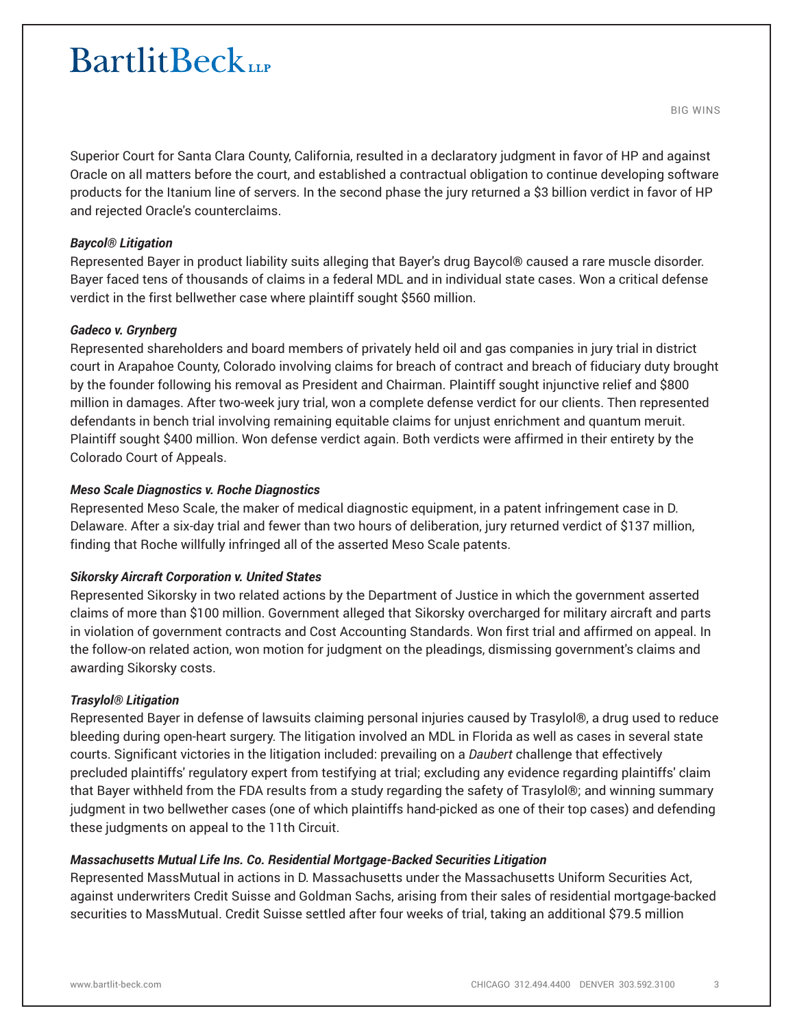Superior Court for Santa Clara County, California, resulted in a declaratory judgment in favor of HP and against Oracle on all matters before the court, and established a contractual obligation to continue developing software products for the Itanium line of servers. In the second phase the jury returned a $3 billion verdict in favor of HP and rejected Oracle's counterclaims.

***Baycol® Litigation***

Represented Bayer in product liability suits alleging that Bayer's drug Baycol® caused a rare muscle disorder. Bayer faced tens of thousands of claims in a federal MDL and in individual state cases. Won a critical defense verdict in the first bellwether case where plaintiff sought $560 million.

***Gadeco v. Grynberg***

Represented shareholders and board members of privately held oil and gas companies in jury trial in district court in Arapahoe County, Colorado involving claims for breach of contract and breach of fiduciary duty brought by the founder following his removal as President and Chairman. Plaintiff sought injunctive relief and $800 million in damages. After two-week jury trial, won a complete defense verdict for our clients. Then represented defendants in bench trial involving remaining equitable claims for unjust enrichment and quantum meruit. Plaintiff sought $400 million. Won defense verdict again. Both verdicts were affirmed in their entirety by the Colorado Court of Appeals.

***Meso Scale Diagnostics v. Roche Diagnostics***

Represented Meso Scale, the maker of medical diagnostic equipment, in a patent infringement case in D. Delaware. After a six-day trial and fewer than two hours of deliberation, jury returned verdict of $137 million, finding that Roche willfully infringed all of the asserted Meso Scale patents.

***Sikorsky Aircraft Corporation v. United States***

Represented Sikorsky in two related actions by the Department of Justice in which the government asserted claims of more than $100 million. Government alleged that Sikorsky overcharged for military aircraft and parts in violation of government contracts and Cost Accounting Standards. Won first trial and affirmed on appeal. In the follow-on related action, won motion for judgment on the pleadings, dismissing government's claims and awarding Sikorsky costs.

***Trasylol® Litigation***

Represented Bayer in defense of lawsuits claiming personal injuries caused by Trasylol®, a drug used to reduce bleeding during open-heart surgery. The litigation involved an MDL in Florida as well as cases in several state courts. Significant victories in the litigation included: prevailing on a *Daubert* challenge that effectively precluded plaintiffs' regulatory expert from testifying at trial; excluding any evidence regarding plaintiffs' claim that Bayer withheld from the FDA results from a study regarding the safety of Trasylol®; and winning summary judgment in two bellwether cases (one of which plaintiffs hand-picked as one of their top cases) and defending these judgments on appeal to the 11th Circuit.

***Massachusetts Mutual Life Ins. Co. Residential Mortgage-Backed Securities Litigation***

Represented MassMutual in actions in D. Massachusetts under the Massachusetts Uniform Securities Act, against underwriters Credit Suisse and Goldman Sachs, arising from their sales of residential mortgage-backed securities to MassMutual. Credit Suisse settled after four weeks of trial, taking an additional $79.5 million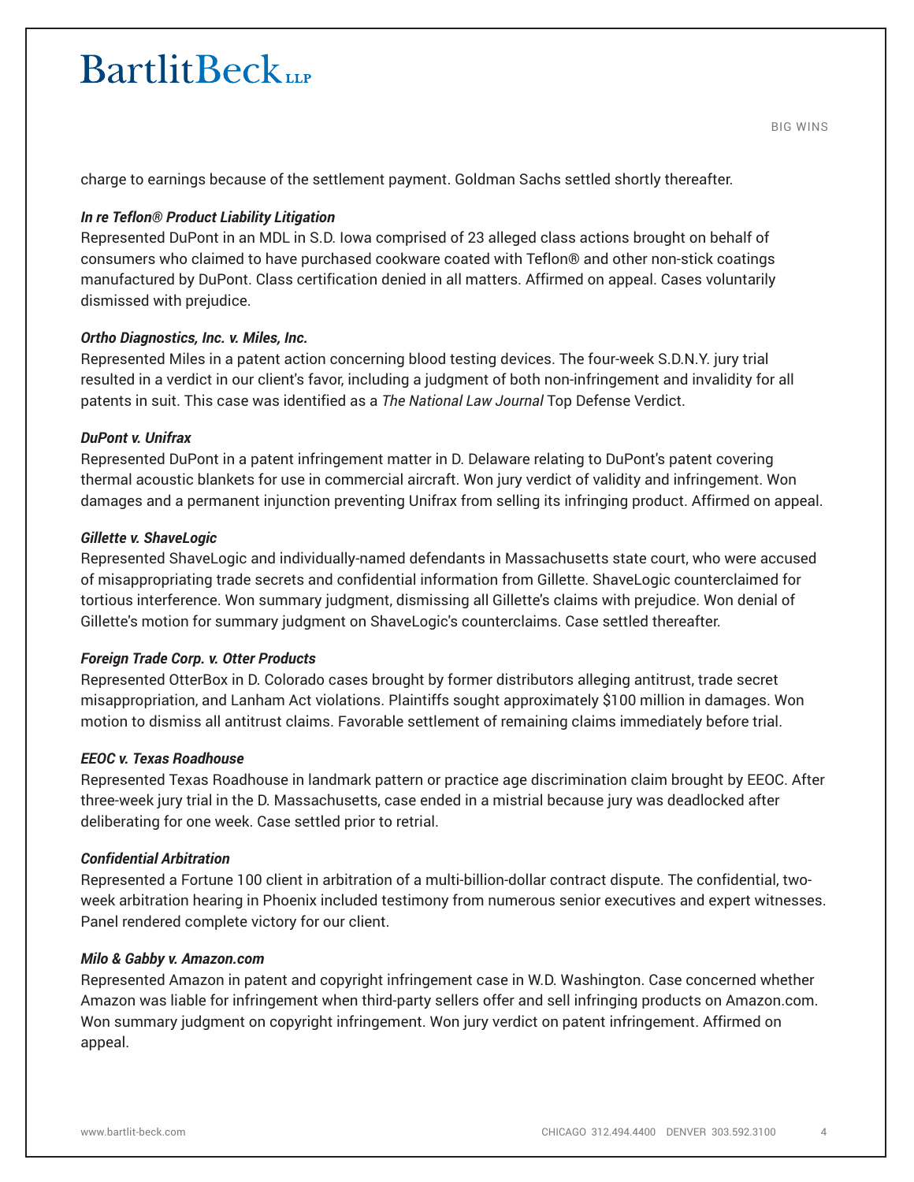charge to earnings because of the settlement payment. Goldman Sachs settled shortly thereafter.

***In re Teflon® Product Liability Litigation***

Represented DuPont in an MDL in S.D. Iowa comprised of 23 alleged class actions brought on behalf of consumers who claimed to have purchased cookware coated with Teflon® and other non-stick coatings manufactured by DuPont. Class certification denied in all matters. Affirmed on appeal. Cases voluntarily dismissed with prejudice.

***Ortho Diagnostics, Inc. v. Miles, Inc.***

Represented Miles in a patent action concerning blood testing devices. The four-week S.D.N.Y. jury trial resulted in a verdict in our client's favor, including a judgment of both non-infringement and invalidity for all patents in suit. This case was identified as a *The National Law Journal* Top Defense Verdict.

***DuPont v. Unifrax***

Represented DuPont in a patent infringement matter in D. Delaware relating to DuPont's patent covering thermal acoustic blankets for use in commercial aircraft. Won jury verdict of validity and infringement. Won damages and a permanent injunction preventing Unifrax from selling its infringing product. Affirmed on appeal.

***Gillette v. ShaveLogic***

Represented ShaveLogic and individually-named defendants in Massachusetts state court, who were accused of misappropriating trade secrets and confidential information from Gillette. ShaveLogic counterclaimed for tortious interference. Won summary judgment, dismissing all Gillette's claims with prejudice. Won denial of Gillette's motion for summary judgment on ShaveLogic's counterclaims. Case settled thereafter.

***Foreign Trade Corp. v. Otter Products***

Represented OtterBox in D. Colorado cases brought by former distributors alleging antitrust, trade secret misappropriation, and Lanham Act violations. Plaintiffs sought approximately $100 million in damages. Won motion to dismiss all antitrust claims. Favorable settlement of remaining claims immediately before trial.

***EEOC v. Texas Roadhouse***

Represented Texas Roadhouse in landmark pattern or practice age discrimination claim brought by EEOC. After three-week jury trial in the D. Massachusetts, case ended in a mistrial because jury was deadlocked after deliberating for one week. Case settled prior to retrial.

***Confidential Arbitration***

Represented a Fortune 100 client in arbitration of a multi-billion-dollar contract dispute. The confidential, two-week arbitration hearing in Phoenix included testimony from numerous senior executives and expert witnesses. Panel rendered complete victory for our client.

***Milo & Gabby v. Amazon.com***

Represented Amazon in patent and copyright infringement case in W.D. Washington. Case concerned whether Amazon was liable for infringement when third-party sellers offer and sell infringing products on Amazon.com. Won summary judgment on copyright infringement. Won jury verdict on patent infringement. Affirmed on appeal.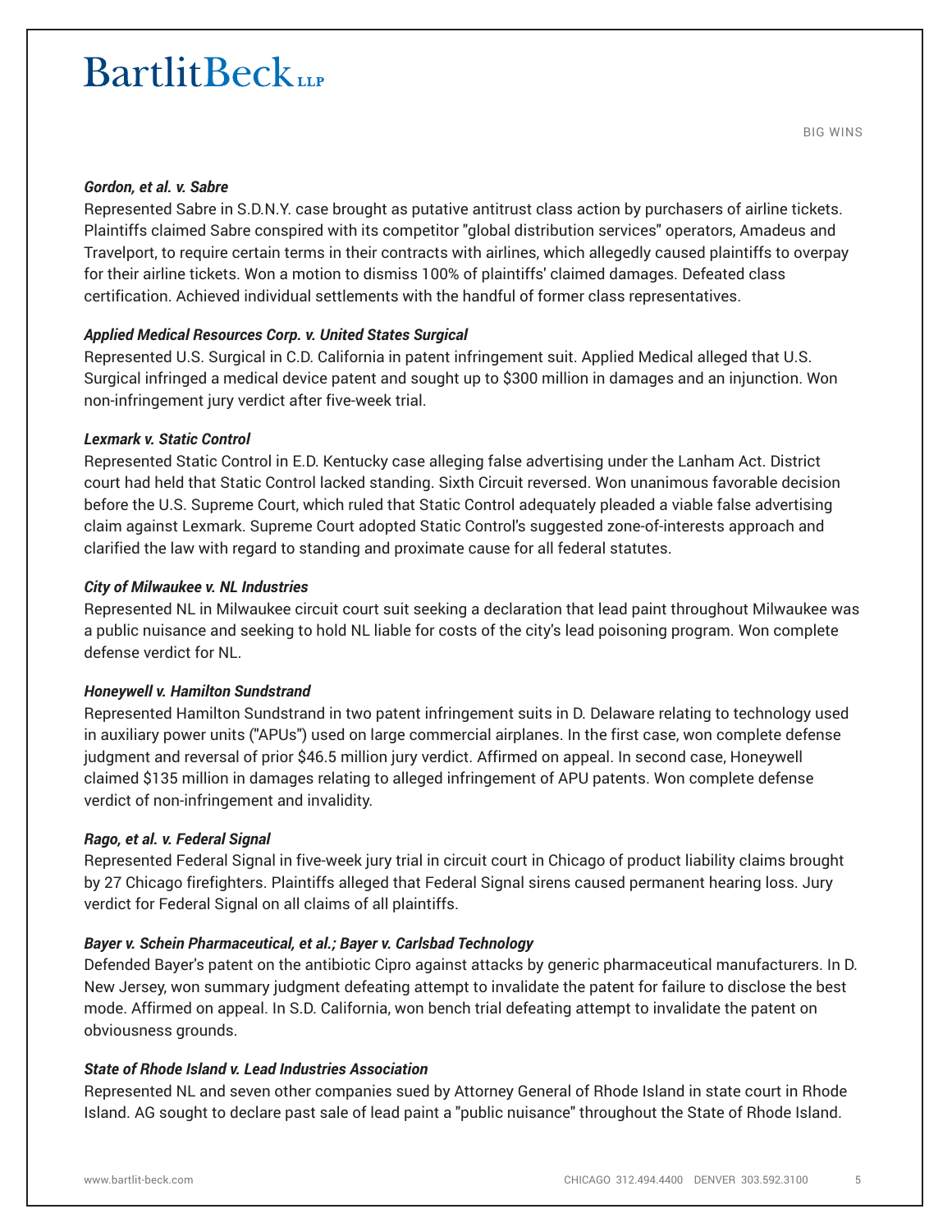# BartlitBeck LLP

BIG WINS

***Gordon, et al. v. Sabre***

Represented Sabre in S.D.N.Y. case brought as putative antitrust class action by purchasers of airline tickets. Plaintiffs claimed Sabre conspired with its competitor "global distribution services" operators, Amadeus and Travelport, to require certain terms in their contracts with airlines, which allegedly caused plaintiffs to overpay for their airline tickets. Won a motion to dismiss 100% of plaintiffs' claimed damages. Defeated class certification. Achieved individual settlements with the handful of former class representatives.

***Applied Medical Resources Corp. v. United States Surgical***

Represented U.S. Surgical in C.D. California in patent infringement suit. Applied Medical alleged that U.S. Surgical infringed a medical device patent and sought up to $300 million in damages and an injunction. Won non-infringement jury verdict after five-week trial.

***Lexmark v. Static Control***

Represented Static Control in E.D. Kentucky case alleging false advertising under the Lanham Act. District court had held that Static Control lacked standing. Sixth Circuit reversed. Won unanimous favorable decision before the U.S. Supreme Court, which ruled that Static Control adequately pleaded a viable false advertising claim against Lexmark. Supreme Court adopted Static Control's suggested zone-of-interests approach and clarified the law with regard to standing and proximate cause for all federal statutes.

***City of Milwaukee v. NL Industries***

Represented NL in Milwaukee circuit court suit seeking a declaration that lead paint throughout Milwaukee was a public nuisance and seeking to hold NL liable for costs of the city's lead poisoning program. Won complete defense verdict for NL.

***Honeywell v. Hamilton Sundstrand***

Represented Hamilton Sundstrand in two patent infringement suits in D. Delaware relating to technology used in auxiliary power units ("APUs") used on large commercial airplanes. In the first case, won complete defense judgment and reversal of prior $46.5 million jury verdict. Affirmed on appeal. In second case, Honeywell claimed $135 million in damages relating to alleged infringement of APU patents. Won complete defense verdict of non-infringement and invalidity.

***Rago, et al. v. Federal Signal***

Represented Federal Signal in five-week jury trial in circuit court in Chicago of product liability claims brought by 27 Chicago firefighters. Plaintiffs alleged that Federal Signal sirens caused permanent hearing loss. Jury verdict for Federal Signal on all claims of all plaintiffs.

***Bayer v. Schein Pharmaceutical, et al.; Bayer v. Carlsbad Technology***

Defended Bayer's patent on the antibiotic Cipro against attacks by generic pharmaceutical manufacturers. In D. New Jersey, won summary judgment defeating attempt to invalidate the patent for failure to disclose the best mode. Affirmed on appeal. In S.D. California, won bench trial defeating attempt to invalidate the patent on obviousness grounds.

***State of Rhode Island v. Lead Industries Association***

Represented NL and seven other companies sued by Attorney General of Rhode Island in state court in Rhode Island. AG sought to declare past sale of lead paint a "public nuisance" throughout the State of Rhode Island.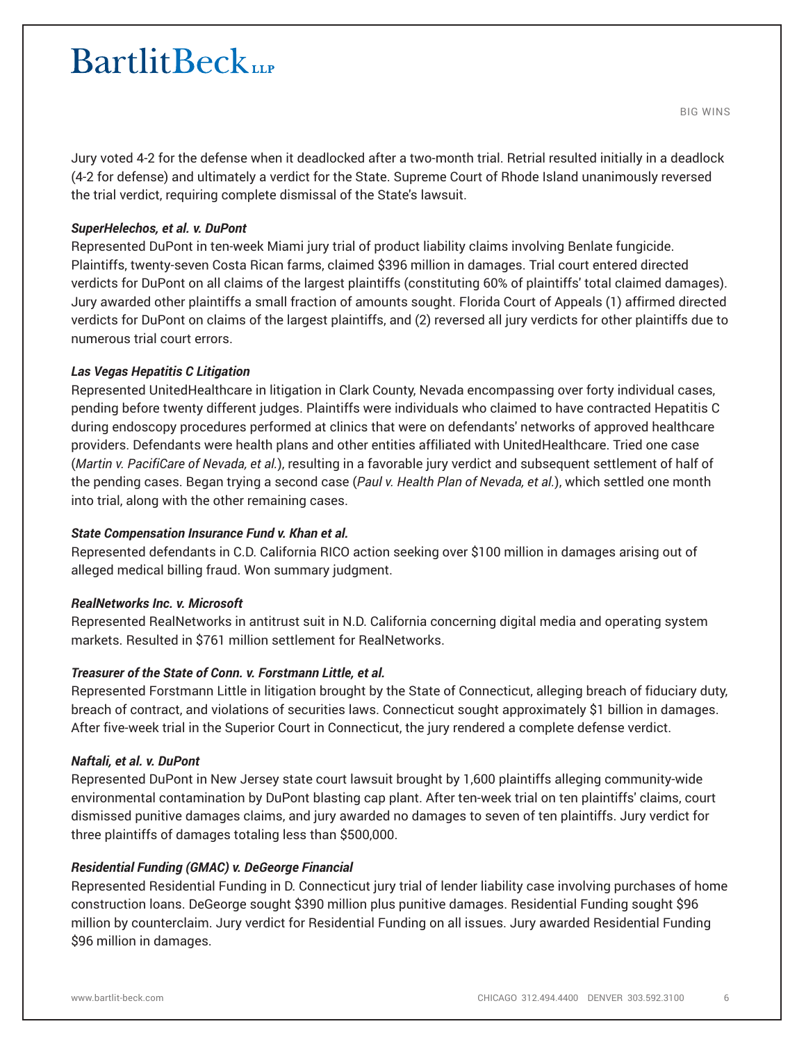Jury voted 4-2 for the defense when it deadlocked after a two-month trial. Retrial resulted initially in a deadlock (4-2 for defense) and ultimately a verdict for the State. Supreme Court of Rhode Island unanimously reversed the trial verdict, requiring complete dismissal of the State's lawsuit.

***SuperHelechos, et al. v. DuPont***
Represented DuPont in ten-week Miami jury trial of product liability claims involving Benlate fungicide. Plaintiffs, twenty-seven Costa Rican farms, claimed $396 million in damages. Trial court entered directed verdicts for DuPont on all claims of the largest plaintiffs (constituting 60% of plaintiffs' total claimed damages). Jury awarded other plaintiffs a small fraction of amounts sought. Florida Court of Appeals (1) affirmed directed verdicts for DuPont on claims of the largest plaintiffs, and (2) reversed all jury verdicts for other plaintiffs due to numerous trial court errors.

***Las Vegas Hepatitis C Litigation***
Represented UnitedHealthcare in litigation in Clark County, Nevada encompassing over forty individual cases, pending before twenty different judges. Plaintiffs were individuals who claimed to have contracted Hepatitis C during endoscopy procedures performed at clinics that were on defendants' networks of approved healthcare providers. Defendants were health plans and other entities affiliated with UnitedHealthcare. Tried one case (*Martin v. PacifiCare of Nevada, et al.*), resulting in a favorable jury verdict and subsequent settlement of half of the pending cases. Began trying a second case (*Paul v. Health Plan of Nevada, et al.*), which settled one month into trial, along with the other remaining cases.

***State Compensation Insurance Fund v. Khan et al.***
Represented defendants in C.D. California RICO action seeking over $100 million in damages arising out of alleged medical billing fraud. Won summary judgment.

***RealNetworks Inc. v. Microsoft***
Represented RealNetworks in antitrust suit in N.D. California concerning digital media and operating system markets. Resulted in $761 million settlement for RealNetworks.

***Treasurer of the State of Conn. v. Forstmann Little, et al.***
Represented Forstmann Little in litigation brought by the State of Connecticut, alleging breach of fiduciary duty, breach of contract, and violations of securities laws. Connecticut sought approximately $1 billion in damages. After five-week trial in the Superior Court in Connecticut, the jury rendered a complete defense verdict.

***Naftali, et al. v. DuPont***
Represented DuPont in New Jersey state court lawsuit brought by 1,600 plaintiffs alleging community-wide environmental contamination by DuPont blasting cap plant. After ten-week trial on ten plaintiffs' claims, court dismissed punitive damages claims, and jury awarded no damages to seven of ten plaintiffs. Jury verdict for three plaintiffs of damages totaling less than $500,000.

***Residential Funding (GMAC) v. DeGeorge Financial***
Represented Residential Funding in D. Connecticut jury trial of lender liability case involving purchases of home construction loans. DeGeorge sought $390 million plus punitive damages. Residential Funding sought $96 million by counterclaim. Jury verdict for Residential Funding on all issues. Jury awarded Residential Funding $96 million in damages.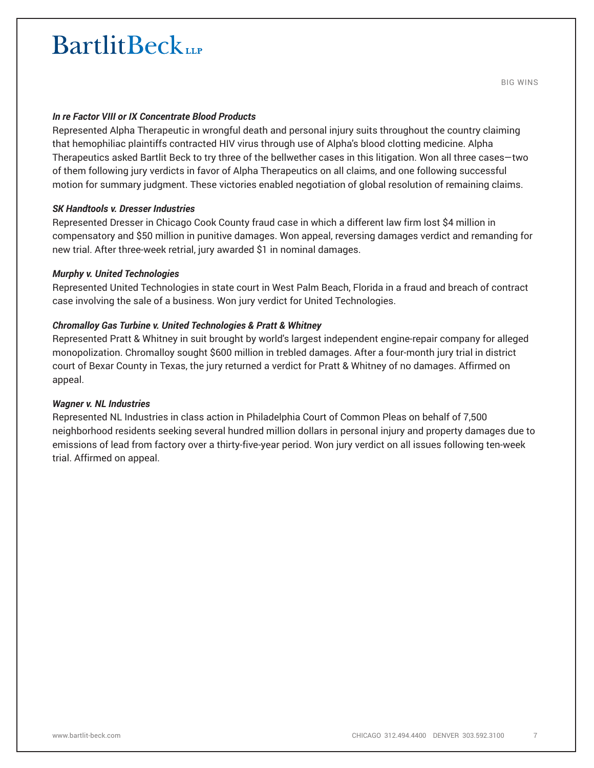***In re Factor VIII or IX Concentrate Blood Products***

Represented Alpha Therapeutic in wrongful death and personal injury suits throughout the country claiming that hemophiliac plaintiffs contracted HIV virus through use of Alpha's blood clotting medicine. Alpha Therapeutics asked Bartlit Beck to try three of the bellwether cases in this litigation. Won all three cases—two of them following jury verdicts in favor of Alpha Therapeutics on all claims, and one following successful motion for summary judgment. These victories enabled negotiation of global resolution of remaining claims.

***SK Handtools v. Dresser Industries***

Represented Dresser in Chicago Cook County fraud case in which a different law firm lost $4 million in compensatory and $50 million in punitive damages. Won appeal, reversing damages verdict and remanding for new trial. After three-week retrial, jury awarded $1 in nominal damages.

***Murphy v. United Technologies***

Represented United Technologies in state court in West Palm Beach, Florida in a fraud and breach of contract case involving the sale of a business. Won jury verdict for United Technologies.

***Chromalloy Gas Turbine v. United Technologies & Pratt & Whitney***

Represented Pratt & Whitney in suit brought by world's largest independent engine-repair company for alleged monopolization. Chromalloy sought $600 million in trebled damages. After a four-month jury trial in district court of Bexar County in Texas, the jury returned a verdict for Pratt & Whitney of no damages. Affirmed on appeal.

***Wagner v. NL Industries***

Represented NL Industries in class action in Philadelphia Court of Common Pleas on behalf of 7,500 neighborhood residents seeking several hundred million dollars in personal injury and property damages due to emissions of lead from factory over a thirty-five-year period. Won jury verdict on all issues following ten-week trial. Affirmed on appeal.